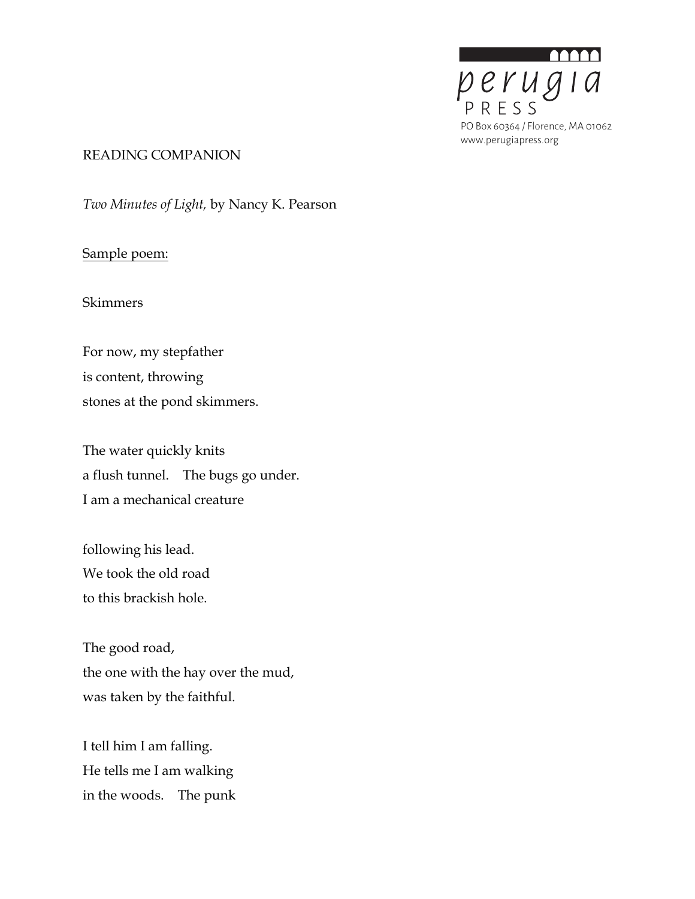perugia PRESS
PO Box 60364 / Florence, MA 01062
www.perugiapress.org

READING COMPANION

*Two Minutes of Light,* by Nancy K. Pearson

Sample poem:

Skimmers

For now, my stepfather  
is content, throwing  
stones at the pond skimmers.

The water quickly knits  
a flush tunnel.  The bugs go under.  
I am a mechanical creature

following his lead.  
We took the old road  
to this brackish hole.

The good road,  
the one with the hay over the mud,  
was taken by the faithful.

I tell him I am falling.  
He tells me I am walking  
in the woods.  The punk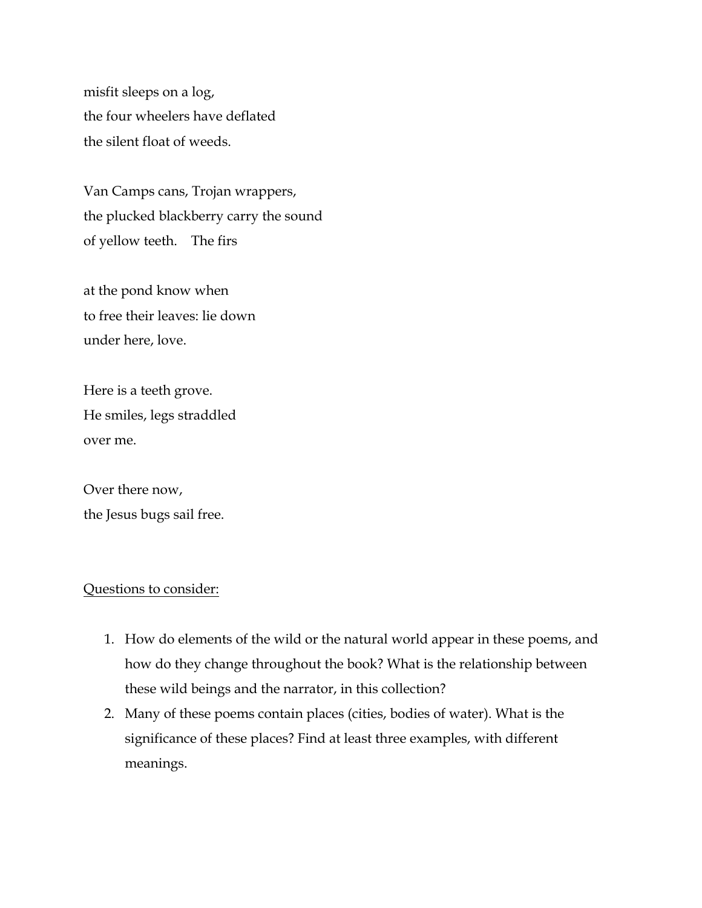misfit sleeps on a log,  
the four wheelers have deflated  
the silent float of weeds.

Van Camps cans, Trojan wrappers,  
the plucked blackberry carry the sound  
of yellow teeth.    The firs

at the pond know when  
to free their leaves: lie down  
under here, love.

Here is a teeth grove.  
He smiles, legs straddled  
over me.

Over there now,  
the Jesus bugs sail free.

<u>Questions to consider:</u>

1. How do elements of the wild or the natural world appear in these poems, and how do they change throughout the book? What is the relationship between these wild beings and the narrator, in this collection?
2. Many of these poems contain places (cities, bodies of water). What is the significance of these places? Find at least three examples, with different meanings.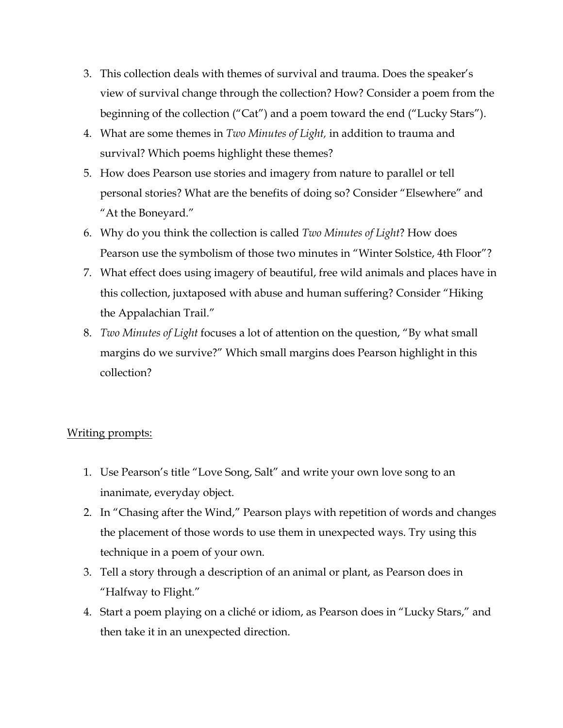3. This collection deals with themes of survival and trauma. Does the speaker's view of survival change through the collection? How? Consider a poem from the beginning of the collection ("Cat") and a poem toward the end ("Lucky Stars").
4. What are some themes in *Two Minutes of Light,* in addition to trauma and survival? Which poems highlight these themes?
5. How does Pearson use stories and imagery from nature to parallel or tell personal stories? What are the benefits of doing so? Consider "Elsewhere" and "At the Boneyard."
6. Why do you think the collection is called *Two Minutes of Light*? How does Pearson use the symbolism of those two minutes in "Winter Solstice, 4th Floor"?
7. What effect does using imagery of beautiful, free wild animals and places have in this collection, juxtaposed with abuse and human suffering? Consider "Hiking the Appalachian Trail."
8. *Two Minutes of Light* focuses a lot of attention on the question, "By what small margins do we survive?" Which small margins does Pearson highlight in this collection?

<u>Writing prompts:</u>

1. Use Pearson's title "Love Song, Salt" and write your own love song to an inanimate, everyday object.
2. In "Chasing after the Wind," Pearson plays with repetition of words and changes the placement of those words to use them in unexpected ways. Try using this technique in a poem of your own.
3. Tell a story through a description of an animal or plant, as Pearson does in "Halfway to Flight."
4. Start a poem playing on a cliché or idiom, as Pearson does in "Lucky Stars," and then take it in an unexpected direction.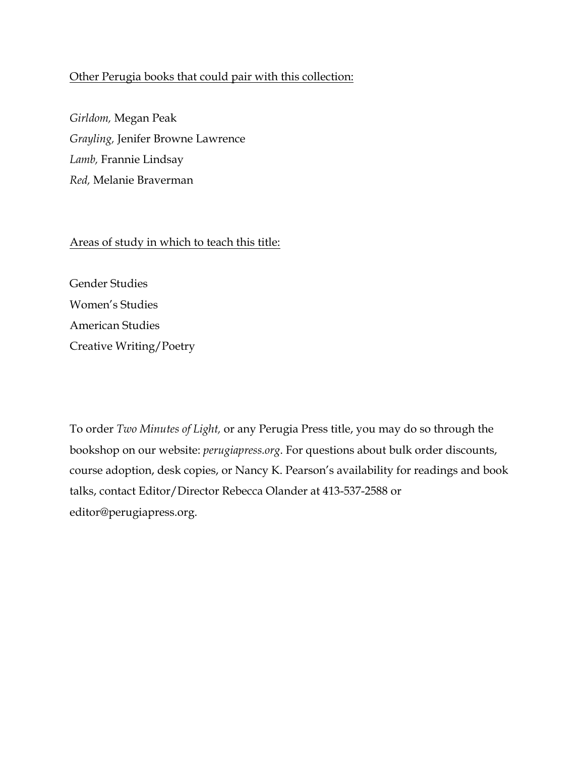Other Perugia books that could pair with this collection:

*Girldom,* Megan Peak
*Grayling,* Jenifer Browne Lawrence
*Lamb,* Frannie Lindsay
*Red,* Melanie Braverman

Areas of study in which to teach this title:

Gender Studies
Women's Studies
American Studies
Creative Writing/Poetry

To order *Two Minutes of Light,* or any Perugia Press title, you may do so through the bookshop on our website: *perugiapress.org*. For questions about bulk order discounts, course adoption, desk copies, or Nancy K. Pearson's availability for readings and book talks, contact Editor/Director Rebecca Olander at 413-537-2588 or editor@perugiapress.org.